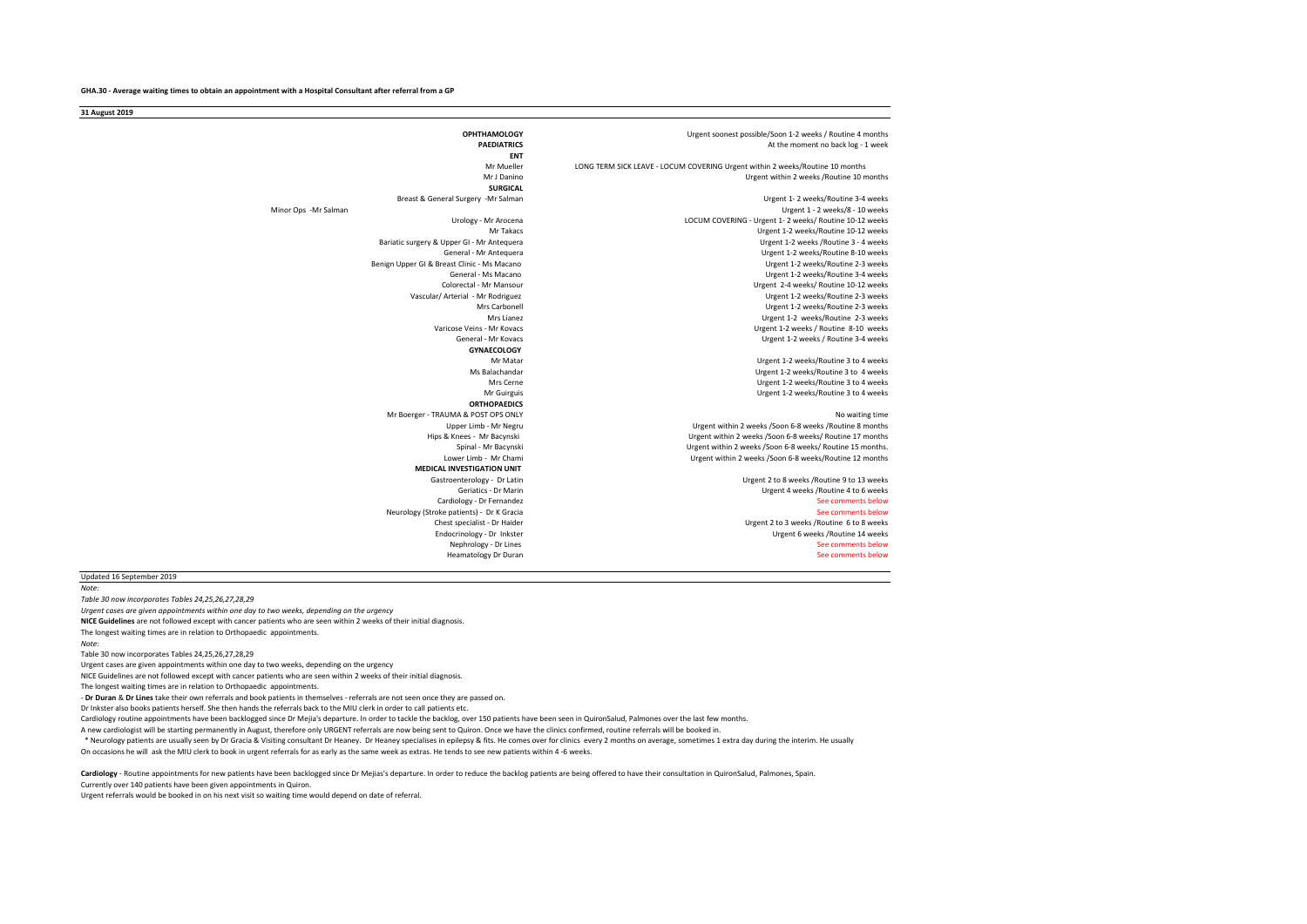**GHA.30 - Average waiting times to obtain an appointment with a Hospital Consultant after referral from a GP**

**31 August 2019**

| | |
|---|---|
| **OPHTHAMOLOGY** | Urgent soonest possible/Soon 1-2 weeks / Routine 4 months |
| **PAEDIATRICS** | At the moment no back log - 1 week |
| **ENT** | |
| Mr Mueller | LONG TERM SICK LEAVE - LOCUM COVERING Urgent within 2 weeks/Routine 10 months |
| Mr J Danino | Urgent within 2 weeks /Routine 10 months |
| **SURGICAL** | |
| Breast & General Surgery -Mr Salman | Urgent 1- 2 weeks/Routine 3-4 weeks |
| Minor Ops -Mr Salman | Urgent 1 - 2 weeks/8 - 10 weeks |
| Urology - Mr Arocena | LOCUM COVERING - Urgent 1- 2 weeks/ Routine 10-12 weeks |
| Mr Takacs | Urgent 1-2 weeks/Routine 10-12 weeks |
| Bariatic surgery & Upper GI - Mr Antequera | Urgent 1-2 weeks /Routine 3 - 4 weeks |
| General - Mr Antequera | Urgent 1-2 weeks/Routine 8-10 weeks |
| Benign Upper GI & Breast Clinic - Ms Macano | Urgent 1-2 weeks/Routine 2-3 weeks |
| General - Ms Macano | Urgent 1-2 weeks/Routine 3-4 weeks |
| Colorectal - Mr Mansour | Urgent 2-4 weeks/ Routine 10-12 weeks |
| Vascular/ Arterial - Mr Rodriguez | Urgent 1-2 weeks/Routine 2-3 weeks |
| Mrs Carbonell | Urgent 1-2 weeks/Routine 2-3 weeks |
| Mrs Lianez | Urgent 1-2 weeks/Routine 2-3 weeks |
| Varicose Veins - Mr Kovacs | Urgent 1-2 weeks / Routine 8-10 weeks |
| General - Mr Kovacs | Urgent 1-2 weeks / Routine 3-4 weeks |
| **GYNAECOLOGY** | |
| Mr Matar | Urgent 1-2 weeks/Routine 3 to 4 weeks |
| Ms Balachandar | Urgent 1-2 weeks/Routine 3 to 4 weeks |
| Mrs Cerne | Urgent 1-2 weeks/Routine 3 to 4 weeks |
| Mr Guirguis | Urgent 1-2 weeks/Routine 3 to 4 weeks |
| **ORTHOPAEDICS** | |
| Mr Boerger - TRAUMA & POST OPS ONLY | No waiting time |
| Upper Limb - Mr Negru | Urgent within 2 weeks /Soon 6-8 weeks /Routine 8 months |
| Hips & Knees - Mr Bacynski | Urgent within 2 weeks /Soon 6-8 weeks/ Routine 17 months |
| Spinal - Mr Bacynski | Urgent within 2 weeks /Soon 6-8 weeks/ Routine 15 months. |
| Lower Limb - Mr Chami | Urgent within 2 weeks /Soon 6-8 weeks/Routine 12 months |
| **MEDICAL INVESTIGATION UNIT** | |
| Gastroenterology - Dr Latin | Urgent 2 to 8 weeks /Routine 9 to 13 weeks |
| Geriatics - Dr Marin | Urgent 4 weeks /Routine 4 to 6 weeks |
| Cardiology - Dr Fernandez | See comments below |
| Neurology (Stroke patients) - Dr K Gracia | See comments below |
| Chest specialist - Dr Haider | Urgent 2 to 3 weeks /Routine 6 to 8 weeks |
| Endocrinology - Dr Inkster | Urgent 6 weeks /Routine 14 weeks |
| Nephrology - Dr Lines | See comments below |
| Heamatology Dr Duran | See comments below |

Updated 16 September 2019

*Note:*

*Table 30 now incorporates Tables 24,25,26,27,28,29*

*Urgent cases are given appointments within one day to two weeks, depending on the urgency*

**NICE Guidelines** are not followed except with cancer patients who are seen within 2 weeks of their initial diagnosis.

The longest waiting times are in relation to Orthopaedic appointments.

*Note:*

Table 30 now incorporates Tables 24,25,26,27,28,29

Urgent cases are given appointments within one day to two weeks, depending on the urgency

NICE Guidelines are not followed except with cancer patients who are seen within 2 weeks of their initial diagnosis.

The longest waiting times are in relation to Orthopaedic appointments.

- **Dr Duran** & **Dr Lines** take their own referrals and book patients in themselves - referrals are not seen once they are passed on.

Dr Inkster also books patients herself. She then hands the referrals back to the MIU clerk in order to call patients etc.

Cardiology routine appointments have been backlogged since Dr Mejia's departure. In order to tackle the backlog, over 150 patients have been seen in QuironSalud, Palmones over the last few months.

A new cardiologist will be starting permanently in August, therefore only URGENT referrals are now being sent to Quiron. Once we have the clinics confirmed, routine referrals will be booked in.

\* Neurology patients are usually seen by Dr Gracia & Visiting consultant Dr Heaney. Dr Heaney specialises in epilepsy & fits. He comes over for clinics every 2 months on average, sometimes 1 extra day during the interim. He usually
On occasions he will ask the MIU clerk to book in urgent referrals for as early as the same week as extras. He tends to see new patients within 4 -6 weeks.

**Cardiology** - Routine appointments for new patients have been backlogged since Dr Mejias's departure. In order to reduce the backlog patients are being offered to have their consultation in QuironSalud, Palmones, Spain.
Currently over 140 patients have been given appointments in Quiron.
Urgent referrals would be booked in on his next visit so waiting time would depend on date of referral.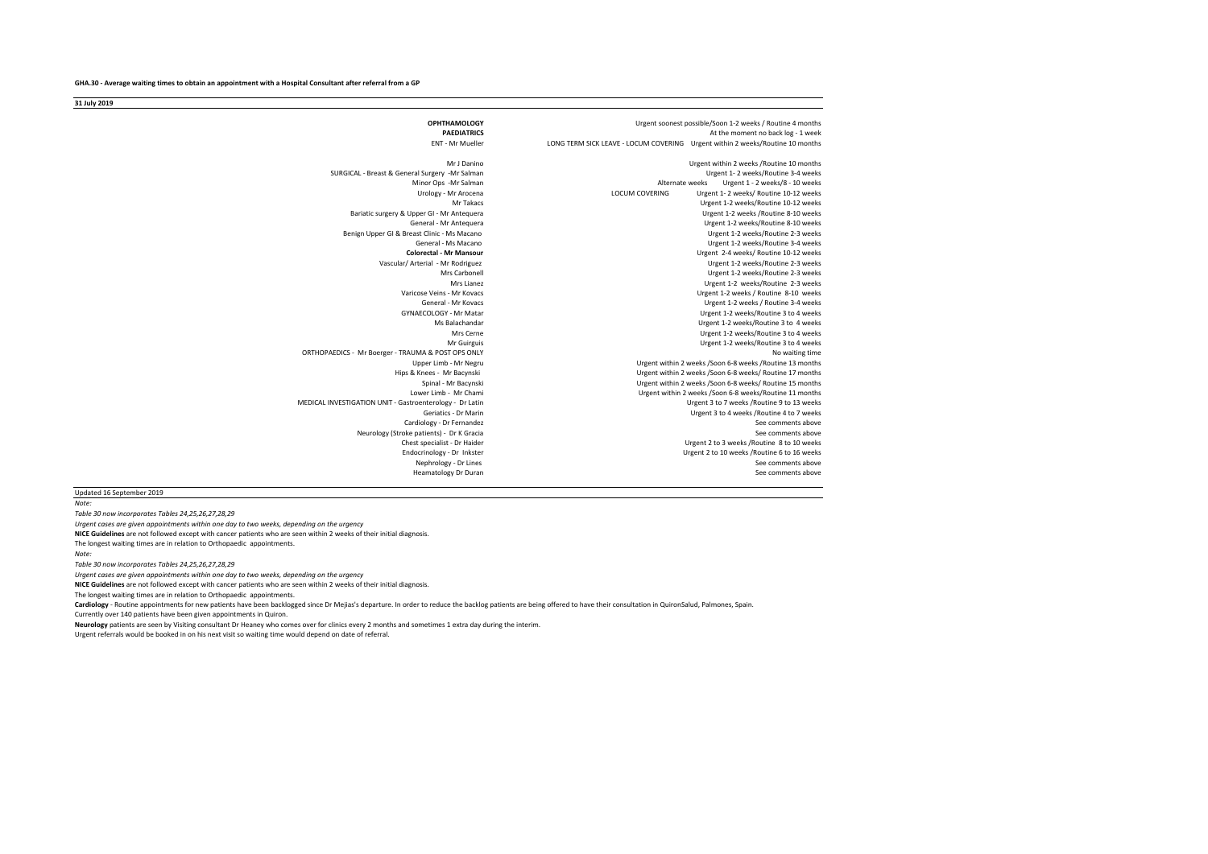**GHA.30 - Average waiting times to obtain an appointment with a Hospital Consultant after referral from a GP**

**31 July 2019**

| | |
|---|---|
| **OPHTHAMOLOGY** | Urgent soonest possible/Soon 1-2 weeks / Routine 4 months |
| **PAEDIATRICS** | At the moment no back log - 1 week |
| ENT - Mr Mueller | LONG TERM SICK LEAVE - LOCUM COVERING Urgent within 2 weeks/Routine 10 months |
| Mr J Danino | Urgent within 2 weeks /Routine 10 months |
| SURGICAL - Breast & General Surgery -Mr Salman | Urgent 1- 2 weeks/Routine 3-4 weeks |
| Minor Ops -Mr Salman | Alternate weeks Urgent 1 - 2 weeks/8 - 10 weeks |
| Urology - Mr Arocena | LOCUM COVERING Urgent 1- 2 weeks/ Routine 10-12 weeks |
| Mr Takacs | Urgent 1-2 weeks/Routine 10-12 weeks |
| Bariatic surgery & Upper GI - Mr Antequera | Urgent 1-2 weeks /Routine 8-10 weeks |
| General - Mr Antequera | Urgent 1-2 weeks/Routine 8-10 weeks |
| Benign Upper GI & Breast Clinic - Ms Macano | Urgent 1-2 weeks/Routine 2-3 weeks |
| General - Ms Macano | Urgent 1-2 weeks/Routine 3-4 weeks |
| **Colorectal - Mr Mansour** | Urgent 2-4 weeks/ Routine 10-12 weeks |
| Vascular/ Arterial - Mr Rodriguez | Urgent 1-2 weeks/Routine 2-3 weeks |
| Mrs Carbonell | Urgent 1-2 weeks/Routine 2-3 weeks |
| Mrs Lianez | Urgent 1-2 weeks/Routine 2-3 weeks |
| Varicose Veins - Mr Kovacs | Urgent 1-2 weeks / Routine 8-10 weeks |
| General - Mr Kovacs | Urgent 1-2 weeks / Routine 3-4 weeks |
| GYNAECOLOGY - Mr Matar | Urgent 1-2 weeks/Routine 3 to 4 weeks |
| Ms Balachandar | Urgent 1-2 weeks/Routine 3 to 4 weeks |
| Mrs Cerne | Urgent 1-2 weeks/Routine 3 to 4 weeks |
| Mr Guirguis | Urgent 1-2 weeks/Routine 3 to 4 weeks |
| ORTHOPAEDICS - Mr Boerger - TRAUMA & POST OPS ONLY | No waiting time |
| Upper Limb - Mr Negru | Urgent within 2 weeks /Soon 6-8 weeks /Routine 13 months |
| Hips & Knees - Mr Bacynski | Urgent within 2 weeks /Soon 6-8 weeks/ Routine 17 months |
| Spinal - Mr Bacynski | Urgent within 2 weeks /Soon 6-8 weeks/ Routine 15 months |
| Lower Limb - Mr Chami | Urgent within 2 weeks /Soon 6-8 weeks/Routine 11 months |
| MEDICAL INVESTIGATION UNIT - Gastroenterology - Dr Latin | Urgent 3 to 7 weeks /Routine 9 to 13 weeks |
| Geriatics - Dr Marin | Urgent 3 to 4 weeks /Routine 4 to 7 weeks |
| Cardiology - Dr Fernandez | See comments above |
| Neurology (Stroke patients) - Dr K Gracia | See comments above |
| Chest specialist - Dr Haider | Urgent 2 to 3 weeks /Routine 8 to 10 weeks |
| Endocrinology - Dr Inkster | Urgent 2 to 10 weeks /Routine 6 to 16 weeks |
| Nephrology - Dr Lines | See comments above |
| Heamatology Dr Duran | See comments above |

Updated 16 September 2019

*Note:*

*Table 30 now incorporates Tables 24,25,26,27,28,29*

*Urgent cases are given appointments within one day to two weeks, depending on the urgency*

**NICE Guidelines** are not followed except with cancer patients who are seen within 2 weeks of their initial diagnosis.

The longest waiting times are in relation to Orthopaedic appointments.

*Note:*

*Table 30 now incorporates Tables 24,25,26,27,28,29*

*Urgent cases are given appointments within one day to two weeks, depending on the urgency*

**NICE Guidelines** are not followed except with cancer patients who are seen within 2 weeks of their initial diagnosis.

The longest waiting times are in relation to Orthopaedic appointments.

**Cardiology** - Routine appointments for new patients have been backlogged since Dr Mejias's departure. In order to reduce the backlog patients are being offered to have their consultation in QuironSalud, Palmones, Spain.

Currently over 140 patients have been given appointments in Quiron.

**Neurology** patients are seen by Visiting consultant Dr Heaney who comes over for clinics every 2 months and sometimes 1 extra day during the interim.

Urgent referrals would be booked in on his next visit so waiting time would depend on date of referral.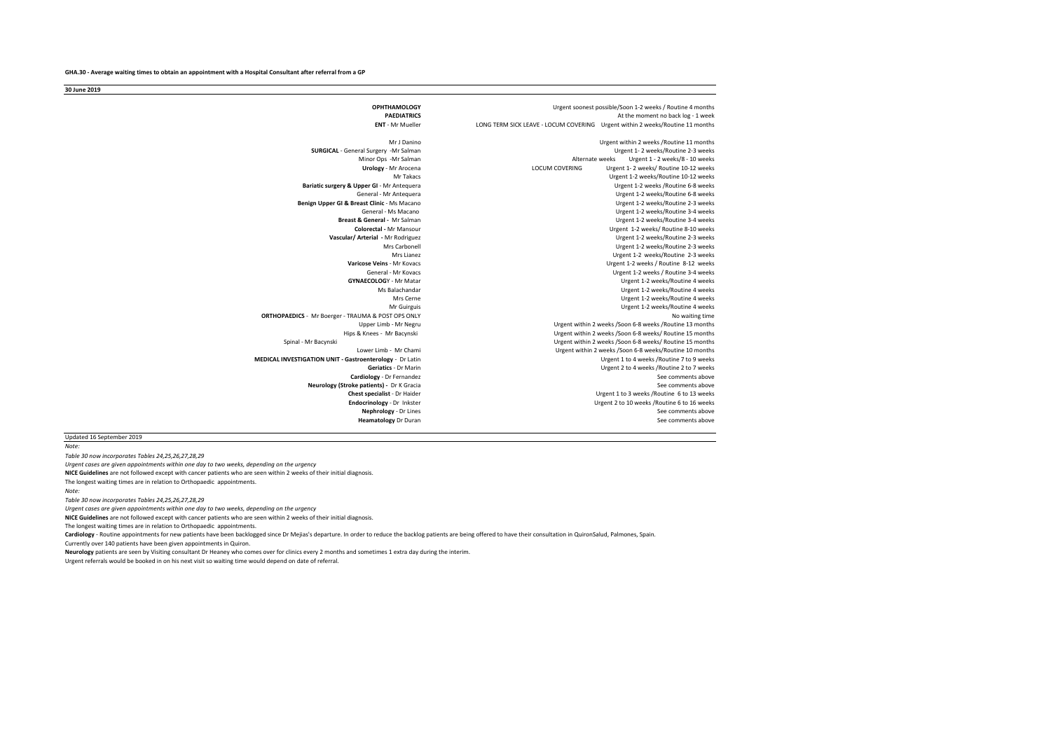**GHA.30 - Average waiting times to obtain an appointment with a Hospital Consultant after referral from a GP**

**30 June 2019**

| | | |
|---|---|---|
| **OPHTHAMOLOGY** | | Urgent soonest possible/Soon 1-2 weeks / Routine 4 months |
| **PAEDIATRICS** | | At the moment no back log - 1 week |
| **ENT** - Mr Mueller | LONG TERM SICK LEAVE - LOCUM COVERING | Urgent within 2 weeks/Routine 11 months |
| Mr J Danino | | Urgent within 2 weeks /Routine 11 months |
| **SURGICAL** - General Surgery -Mr Salman | | Urgent 1- 2 weeks/Routine 2-3 weeks |
| Minor Ops -Mr Salman | Alternate weeks | Urgent 1 - 2 weeks/8 - 10 weeks |
| **Urology** - Mr Arocena | LOCUM COVERING | Urgent 1- 2 weeks/ Routine 10-12 weeks |
| Mr Takacs | | Urgent 1-2 weeks/Routine 10-12 weeks |
| **Bariatic surgery & Upper GI** - Mr Antequera | | Urgent 1-2 weeks /Routine 6-8 weeks |
| General - Mr Antequera | | Urgent 1-2 weeks/Routine 6-8 weeks |
| **Benign Upper GI & Breast Clinic** - Ms Macano | | Urgent 1-2 weeks/Routine 2-3 weeks |
| General - Ms Macano | | Urgent 1-2 weeks/Routine 3-4 weeks |
| **Breast & General** - Mr Salman | | Urgent 1-2 weeks/Routine 3-4 weeks |
| **Colorectal** - Mr Mansour | | Urgent 1-2 weeks/ Routine 8-10 weeks |
| **Vascular/ Arterial** - Mr Rodriguez | | Urgent 1-2 weeks/Routine 2-3 weeks |
| Mrs Carbonell | | Urgent 1-2 weeks/Routine 2-3 weeks |
| Mrs Lianez | | Urgent 1-2 weeks/Routine 2-3 weeks |
| **Varicose Veins** - Mr Kovacs | | Urgent 1-2 weeks / Routine 8-12 weeks |
| General - Mr Kovacs | | Urgent 1-2 weeks / Routine 3-4 weeks |
| **GYNAECOLOG**Y - Mr Matar | | Urgent 1-2 weeks/Routine 4 weeks |
| Ms Balachandar | | Urgent 1-2 weeks/Routine 4 weeks |
| Mrs Cerne | | Urgent 1-2 weeks/Routine 4 weeks |
| Mr Guirguis | | Urgent 1-2 weeks/Routine 4 weeks |
| **ORTHOPAEDICS** - Mr Boerger - TRAUMA & POST OPS ONLY | | No waiting time |
| Upper Limb - Mr Negru | | Urgent within 2 weeks /Soon 6-8 weeks /Routine 13 months |
| Hips & Knees - Mr Bacynski | | Urgent within 2 weeks /Soon 6-8 weeks/ Routine 15 months |
| Spinal - Mr Bacynski | | Urgent within 2 weeks /Soon 6-8 weeks/ Routine 15 months |
| Lower Limb - Mr Chami | | Urgent within 2 weeks /Soon 6-8 weeks/Routine 10 months |
| **MEDICAL INVESTIGATION UNIT - Gastroenterology** - Dr Latin | | Urgent 1 to 4 weeks /Routine 7 to 9 weeks |
| **Geriatics** - Dr Marin | | Urgent 2 to 4 weeks /Routine 2 to 7 weeks |
| **Cardiology** - Dr Fernandez | | See comments above |
| **Neurology (Stroke patients)** - Dr K Gracia | | See comments above |
| **Chest specialist** - Dr Haider | | Urgent 1 to 3 weeks /Routine 6 to 13 weeks |
| **Endocrinology** - Dr Inkster | | Urgent 2 to 10 weeks /Routine 6 to 16 weeks |
| **Nephrology** - Dr Lines | | See comments above |
| **Heamatology** Dr Duran | | See comments above |

Updated 16 September 2019

*Note:*

*Table 30 now incorporates Tables 24,25,26,27,28,29*

*Urgent cases are given appointments within one day to two weeks, depending on the urgency*

**NICE Guidelines** are not followed except with cancer patients who are seen within 2 weeks of their initial diagnosis.

The longest waiting times are in relation to Orthopaedic appointments.

*Note:*

*Table 30 now incorporates Tables 24,25,26,27,28,29*

*Urgent cases are given appointments within one day to two weeks, depending on the urgency*

**NICE Guidelines** are not followed except with cancer patients who are seen within 2 weeks of their initial diagnosis.

The longest waiting times are in relation to Orthopaedic appointments.

**Cardiology** - Routine appointments for new patients have been backlogged since Dr Mejias's departure. In order to reduce the backlog patients are being offered to have their consultation in QuironSalud, Palmones, Spain.

Currently over 140 patients have been given appointments in Quiron.

**Neurology** patients are seen by Visiting consultant Dr Heaney who comes over for clinics every 2 months and sometimes 1 extra day during the interim.

Urgent referrals would be booked in on his next visit so waiting time would depend on date of referral.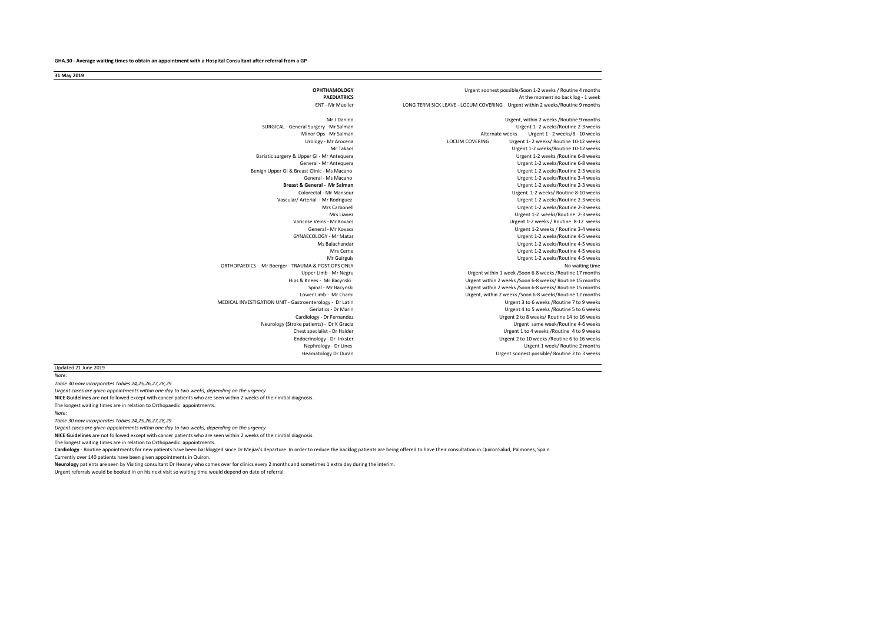**GHA.30 - Average waiting times to obtain an appointment with a Hospital Consultant after referral from a GP**

**31 May 2019**

| Specialty / Consultant | | Waiting time |
|---|---|---|
| **OPHTHAMOLOGY** | | Urgent soonest possible/Soon 1-2 weeks / Routine 4 months |
| **PAEDIATRICS** | | At the moment no back log - 1 week |
| ENT - Mr Mueller | LONG TERM SICK LEAVE - LOCUM COVERING | Urgent within 2 weeks/Routine 9 months |
| Mr J Danino | | Urgent, within 2 weeks /Routine 9 months |
| SURGICAL - General Surgery -Mr Salman | | Urgent 1- 2 weeks/Routine 2-3 weeks |
| Minor Ops -Mr Salman | Alternate weeks | Urgent 1 - 2 weeks/8 - 10 weeks |
| Urology - Mr Arocena | LOCUM COVERING | Urgent 1- 2 weeks/ Routine 10-12 weeks |
| Mr Takacs | | Urgent 1-2 weeks/Routine 10-12 weeks |
| Bariatic surgery & Upper GI - Mr Antequera | | Urgent 1-2 weeks /Routine 6-8 weeks |
| General - Mr Antequera | | Urgent 1-2 weeks/Routine 6-8 weeks |
| Benign Upper GI & Breast Clinic - Ms Macano | | Urgent 1-2 weeks/Routine 2-3 weeks |
| General - Ms Macano | | Urgent 1-2 weeks/Routine 3-4 weeks |
| **Breast & General - Mr Salman** | | Urgent 1-2 weeks/Routine 2-3 weeks |
| Colorectal - Mr Mansour | | Urgent 1-2 weeks/ Routine 8-10 weeks |
| Vascular/ Arterial - Mr Rodriguez | | Urgent 1-2 weeks/Routine 2-3 weeks |
| Mrs Carbonell | | Urgent 1-2 weeks/Routine 2-3 weeks |
| Mrs Lianez | | Urgent 1-2 weeks/Routine 2-3 weeks |
| Varicose Veins - Mr Kovacs | | Urgent 1-2 weeks / Routine 8-12 weeks |
| General - Mr Kovacs | | Urgent 1-2 weeks / Routine 3-4 weeks |
| GYNAECOLOGY - Mr Matar | | Urgent 1-2 weeks/Routine 4-5 weeks |
| Ms Balachandar | | Urgent 1-2 weeks/Routine 4-5 weeks |
| Mrs Cerne | | Urgent 1-2 weeks/Routine 4-5 weeks |
| Mr Guirguis | | Urgent 1-2 weeks/Routine 4-5 weeks |
| ORTHOPAEDICS - Mr Boerger - TRAUMA & POST OPS ONLY | | No waiting time |
| Upper Limb - Mr Negru | | Urgent within 1 week /Soon 6-8 weeks /Routine 17 months |
| Hips & Knees - Mr Bacynski | | Urgent within 2 weeks /Soon 6-8 weeks/ Routine 15 months |
| Spinal - Mr Bacynski | | Urgent within 2 weeks /Soon 6-8 weeks/ Routine 15 months |
| Lower Limb - Mr Chami | | Urgent, within 2 weeks /Soon 6-8 weeks/Routine 12 months |
| MEDICAL INVESTIGATION UNIT - Gastroenterology - Dr Latin | | Urgent 3 to 6 weeks /Routine 7 to 9 weeks |
| Geriatics - Dr Marin | | Urgent 4 to 5 weeks /Routine 5 to 6 weeks |
| Cardiology - Dr Fernandez | | Urgent 2 to 8 weeks/ Routine 14 to 16 weeks |
| Neurology (Stroke patients) - Dr K Gracia | | Urgent same week/Routine 4-6 weeks |
| Chest specialist - Dr Haider | | Urgent 1 to 4 weeks /Routine 4 to 9 weeks |
| Endocrinology - Dr Inkster | | Urgent 2 to 10 weeks /Routine 6 to 16 weeks |
| Nephrology - Dr Lines | | Urgent 1 week/ Routine 2 months |
| Heamatology Dr Duran | | Urgent soonest possible/ Routine 2 to 3 weeks |

Updated 21 June 2019

*Note:*

*Table 30 now incorporates Tables 24,25,26,27,28,29*

*Urgent cases are given appointments within one day to two weeks, depending on the urgency*

**NICE Guidelines** are not followed except with cancer patients who are seen within 2 weeks of their initial diagnosis.

The longest waiting times are in relation to Orthopaedic appointments.

*Note:*

*Table 30 now incorporates Tables 24,25,26,27,28,29*

*Urgent cases are given appointments within one day to two weeks, depending on the urgency*

**NICE Guidelines** are not followed except with cancer patients who are seen within 2 weeks of their initial diagnosis.

The longest waiting times are in relation to Orthopaedic appointments.

**Cardiology** - Routine appointments for new patients have been backlogged since Dr Mejias's departure. In order to reduce the backlog patients are being offered to have their consultation in QuironSalud, Palmones, Spain.

Currently over 140 patients have been given appointments in Quiron.

**Neurology** patients are seen by Visiting consultant Dr Heaney who comes over for clinics every 2 months and sometimes 1 extra day during the interim.

Urgent referrals would be booked in on his next visit so waiting time would depend on date of referral.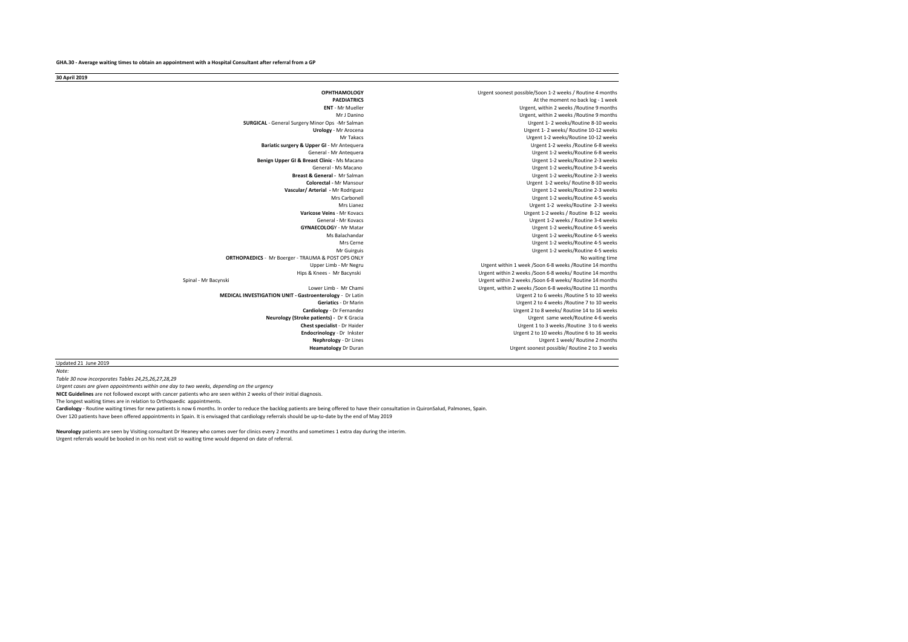**GHA.30 - Average waiting times to obtain an appointment with a Hospital Consultant after referral from a GP**

**30 April 2019**

| | |
|---|---|
| **OPHTHAMOLOGY** | Urgent soonest possible/Soon 1-2 weeks / Routine 4 months |
| **PAEDIATRICS** | At the moment no back log - 1 week |
| **ENT** - Mr Mueller | Urgent, within 2 weeks /Routine 9 months |
| Mr J Danino | Urgent, within 2 weeks /Routine 9 months |
| **SURGICAL** - General Surgery Minor Ops -Mr Salman | Urgent 1- 2 weeks/Routine 8-10 weeks |
| **Urology** - Mr Arocena | Urgent 1- 2 weeks/ Routine 10-12 weeks |
| Mr Takacs | Urgent 1-2 weeks/Routine 10-12 weeks |
| **Bariatic surgery & Upper GI** - Mr Antequera | Urgent 1-2 weeks /Routine 6-8 weeks |
| General - Mr Antequera | Urgent 1-2 weeks/Routine 6-8 weeks |
| **Benign Upper GI & Breast Clinic** - Ms Macano | Urgent 1-2 weeks/Routine 2-3 weeks |
| General - Ms Macano | Urgent 1-2 weeks/Routine 3-4 weeks |
| **Breast & General** - Mr Salman | Urgent 1-2 weeks/Routine 2-3 weeks |
| **Colorectal** - Mr Mansour | Urgent 1-2 weeks/ Routine 8-10 weeks |
| **Vascular/ Arterial** - Mr Rodriguez | Urgent 1-2 weeks/Routine 2-3 weeks |
| Mrs Carbonell | Urgent 1-2 weeks/Routine 4-5 weeks |
| Mrs Lianez | Urgent 1-2 weeks/Routine 2-3 weeks |
| **Varicose Veins** - Mr Kovacs | Urgent 1-2 weeks / Routine 8-12 weeks |
| General - Mr Kovacs | Urgent 1-2 weeks / Routine 3-4 weeks |
| **GYNAECOLOGY** - Mr Matar | Urgent 1-2 weeks/Routine 4-5 weeks |
| Ms Balachandar | Urgent 1-2 weeks/Routine 4-5 weeks |
| Mrs Cerne | Urgent 1-2 weeks/Routine 4-5 weeks |
| Mr Guirguis | Urgent 1-2 weeks/Routine 4-5 weeks |
| **ORTHOPAEDICS** - Mr Boerger - TRAUMA & POST OPS ONLY | No waiting time |
| Upper Limb - Mr Negru | Urgent within 1 week /Soon 6-8 weeks /Routine 14 months |
| Hips & Knees - Mr Bacynski | Urgent within 2 weeks /Soon 6-8 weeks/ Routine 14 months |
| Spinal - Mr Bacynski | Urgent within 2 weeks /Soon 6-8 weeks/ Routine 14 months |
| Lower Limb - Mr Chami | Urgent, within 2 weeks /Soon 6-8 weeks/Routine 11 months |
| **MEDICAL INVESTIGATION UNIT - Gastroenterology** - Dr Latin | Urgent 2 to 6 weeks /Routine 5 to 10 weeks |
| **Geriatics** - Dr Marin | Urgent 2 to 4 weeks /Routine 7 to 10 weeks |
| **Cardiology** - Dr Fernandez | Urgent 2 to 8 weeks/ Routine 14 to 16 weeks |
| **Neurology (Stroke patients)** - Dr K Gracia | Urgent same week/Routine 4-6 weeks |
| **Chest specialist** - Dr Haider | Urgent 1 to 3 weeks /Routine 3 to 6 weeks |
| **Endocrinology** - Dr Inkster | Urgent 2 to 10 weeks /Routine 6 to 16 weeks |
| **Nephrology** - Dr Lines | Urgent 1 week/ Routine 2 months |
| **Heamatology** Dr Duran | Urgent soonest possible/ Routine 2 to 3 weeks |

Updated 21 June 2019

*Note:*

*Table 30 now incorporates Tables 24,25,26,27,28,29*

*Urgent cases are given appointments within one day to two weeks, depending on the urgency*

**NICE Guidelines** are not followed except with cancer patients who are seen within 2 weeks of their initial diagnosis.

The longest waiting times are in relation to Orthopaedic appointments.

**Cardiology** - Routine waiting times for new patients is now 6 months. In order to reduce the backlog patients are being offered to have their consultation in QuironSalud, Palmones, Spain.

Over 120 patients have been offered appointments in Spain. It is envisaged that cardiology referrals should be up-to-date by the end of May 2019

**Neurology** patients are seen by Visiting consultant Dr Heaney who comes over for clinics every 2 months and sometimes 1 extra day during the interim.

Urgent referrals would be booked in on his next visit so waiting time would depend on date of referral.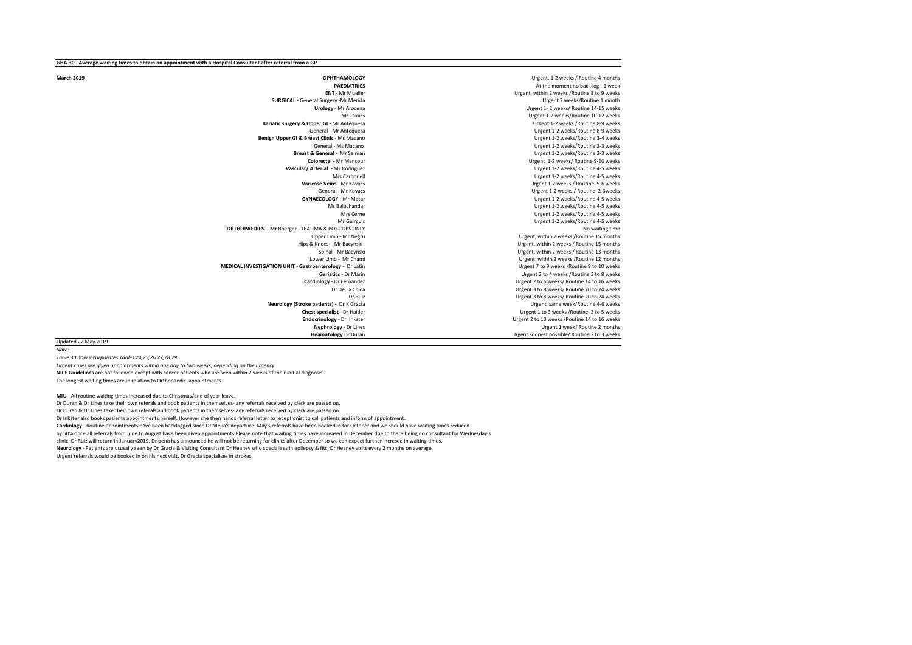**GHA.30 - Average waiting times to obtain an appointment with a Hospital Consultant after referral from a GP**

| March 2019 | | |
|---|---|---|
| | **OPHTHAMOLOGY** | Urgent, 1-2 weeks / Routine 4 months |
| | **PAEDIATRICS** | At the moment no back log - 1 week |
| | **ENT** - Mr Mueller | Urgent, within 2 weeks /Routine 8 to 9 weeks |
| | **SURGICAL** - General Surgery -Mr Merida | Urgent 2 weeks/Routine 1 month |
| | **Urology** - Mr Arocena | Urgent 1- 2 weeks/ Routine 14-15 weeks |
| | Mr Takacs | Urgent 1-2 weeks/Routine 10-12 weeks |
| | **Bariatic surgery & Upper GI** - Mr Antequera | Urgent 1-2 weeks /Routine 8-9 weeks |
| | General - Mr Antequera | Urgent 1-2 weeks/Routine 8-9 weeks |
| | **Benign Upper GI & Breast Clinic** - Ms Macano | Urgent 1-2 weeks/Routine 3-4 weeks |
| | General - Ms Macano | Urgent 1-2 weeks/Routine 2-3 weeks |
| | **Breast & General -** Mr Salman | Urgent 1-2 weeks/Routine 2-3 weeks |
| | **Colorectal -** Mr Mansour | Urgent 1-2 weeks/ Routine 9-10 weeks |
| | **Vascular/ Arterial** - Mr Rodriguez | Urgent 1-2 weeks/Routine 4-5 weeks |
| | Mrs Carbonell | Urgent 1-2 weeks/Routine 4-5 weeks |
| | **Varicose Veins** - Mr Kovacs | Urgent 1-2 weeks / Routine 5-6 weeks |
| | General - Mr Kovacs | Urgent 1-2 weeks / Routine 2-3weeks |
| | **GYNAECOLOG**Y - Mr Matar | Urgent 1-2 weeks/Routine 4-5 weeks |
| | Ms Balachandar | Urgent 1-2 weeks/Routine 4-5 weeks |
| | Mrs Cerne | Urgent 1-2 weeks/Routine 4-5 weeks |
| | Mr Guirguis | Urgent 1-2 weeks/Routine 4-5 weeks |
| | **ORTHOPAEDICS** - Mr Boerger - TRAUMA & POST OPS ONLY | No waiting time |
| | Upper Limb - Mr Negru | Urgent, within 2 weeks /Routine 15 months |
| | Hips & Knees - Mr Bacynski | Urgent, within 2 weeks / Routine 15 months |
| | Spinal - Mr Bacynski | Urgent, within 2 weeks / Routine 13 months |
| | Lower Limb - Mr Chami | Urgent, within 2 weeks /Routine 12 months |
| | **MEDICAL INVESTIGATION UNIT - Gastroenterology** - Dr Latin | Urgent 7 to 9 weeks /Routine 9 to 10 weeks |
| | **Geriatics** - Dr Marin | Urgent 2 to 4 weeks /Routine 3 to 8 weeks |
| | **Cardiology** - Dr Fernandez | Urgent 2 to 6 weeks/ Routine 14 to 16 weeks |
| | Dr De La Chica | Urgent 3 to 8 weeks/ Routine 20 to 24 weeks |
| | Dr Ruiz | Urgent 3 to 8 weeks/ Routine 20 to 24 weeks |
| | **Neurology (Stroke patients) -** Dr K Gracia | Urgent same week/Routine 4-6 weeks |
| | **Chest specialist** - Dr Haider | Urgent 1 to 3 weeks /Routine 3 to 5 weeks |
| | **Endocrinology** - Dr Inkster | Urgent 2 to 10 weeks /Routine 14 to 16 weeks |
| | **Nephrology** - Dr Lines | Urgent 1 week/ Routine 2 months |
| | **Heamatology** Dr Duran | Urgent soonest possible/ Routine 2 to 3 weeks |

Updated 22 May 2019

*Note:*

*Table 30 now incorporates Tables 24,25,26,27,28,29*

*Urgent cases are given appointments within one day to two weeks, depending on the urgency*

**NICE Guidelines** are not followed except with cancer patients who are seen within 2 weeks of their initial diagnosis.

The longest waiting times are in relation to Orthopaedic appointments.

**MIU** - All routine waiting times increased due to Christmas/end of year leave.

Dr Duran & Dr Lines take their own referals and book patients in themselves- any referrals received by clerk are passed on.

Dr Duran & Dr Lines take their own referals and book patients in themselves- any referrals received by clerk are passed on.

Dr Inkster also books patients appointments herself. However she then hands referral letter to receptionist to call patients and inform of appointment.

**Cardiology** - Routine appointments have been backlogged since Dr Mejia's departure. May's referrals have been booked in for October and we should have waiting times reduced

by 50% once all referrals from June to August have been given appointments.Please note that waiting times have increased in December due to there being no consultant for Wednesday's

clinic, Dr Ruiz will return in January2019. Dr pena has announced he will not be returning for clinics after December so we can expect further incresed in waiting times.

**Neurology** - Patients are ususally seen by Dr Gracia & Visiting Consultant Dr Heaney who specialises in epilepsy & fits. Dr Heaney visits every 2 months on average.

Urgent referrals would be booked in on his next visit. Dr Gracia specialises in strokes.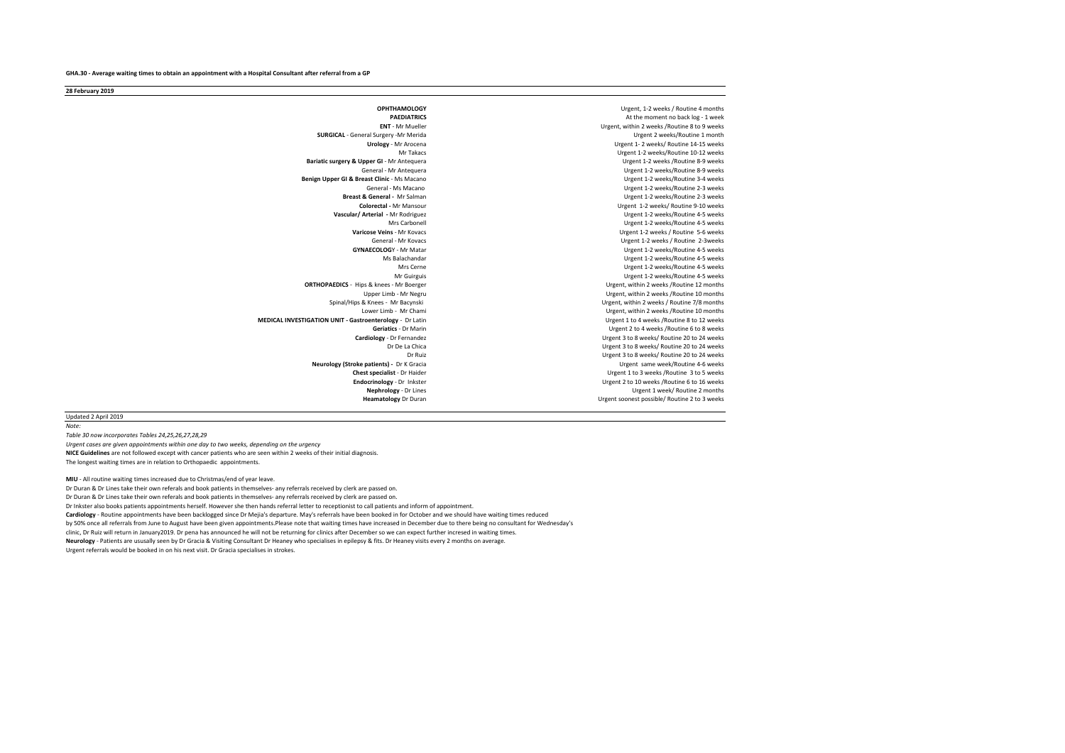**GHA.30 - Average waiting times to obtain an appointment with a Hospital Consultant after referral from a GP**

**28 February 2019**

| Specialty / Consultant | Waiting times |
|---|---|
| **OPHTHAMOLOGY** | Urgent, 1-2 weeks / Routine 4 months |
| **PAEDIATRICS** | At the moment no back log - 1 week |
| **ENT** - Mr Mueller | Urgent, within 2 weeks /Routine 8 to 9 weeks |
| **SURGICAL** - General Surgery -Mr Merida | Urgent 2 weeks/Routine 1 month |
| **Urology** - Mr Arocena | Urgent 1- 2 weeks/ Routine 14-15 weeks |
| Mr Takacs | Urgent 1-2 weeks/Routine 10-12 weeks |
| **Bariatic surgery & Upper GI** - Mr Antequera | Urgent 1-2 weeks /Routine 8-9 weeks |
| General - Mr Antequera | Urgent 1-2 weeks/Routine 8-9 weeks |
| **Benign Upper GI & Breast Clinic** - Ms Macano | Urgent 1-2 weeks/Routine 3-4 weeks |
| General - Ms Macano | Urgent 1-2 weeks/Routine 2-3 weeks |
| **Breast & General** - Mr Salman | Urgent 1-2 weeks/Routine 2-3 weeks |
| **Colorectal -** Mr Mansour | Urgent 1-2 weeks/ Routine 9-10 weeks |
| **Vascular/ Arterial -** Mr Rodriguez | Urgent 1-2 weeks/Routine 4-5 weeks |
| Mrs Carbonell | Urgent 1-2 weeks/Routine 4-5 weeks |
| **Varicose Veins** - Mr Kovacs | Urgent 1-2 weeks / Routine 5-6 weeks |
| General - Mr Kovacs | Urgent 1-2 weeks / Routine 2-3weeks |
| **GYNAECOLOG**Y - Mr Matar | Urgent 1-2 weeks/Routine 4-5 weeks |
| Ms Balachandar | Urgent 1-2 weeks/Routine 4-5 weeks |
| Mrs Cerne | Urgent 1-2 weeks/Routine 4-5 weeks |
| Mr Guirguis | Urgent 1-2 weeks/Routine 4-5 weeks |
| **ORTHOPAEDICS** - Hips & knees - Mr Boerger | Urgent, within 2 weeks /Routine 12 months |
| Upper Limb - Mr Negru | Urgent, within 2 weeks /Routine 10 months |
| Spinal/Hips & Knees - Mr Bacynski | Urgent, within 2 weeks / Routine 7/8 months |
| Lower Limb - Mr Chami | Urgent, within 2 weeks /Routine 10 months |
| **MEDICAL INVESTIGATION UNIT - Gastroenterology** - Dr Latin | Urgent 1 to 4 weeks /Routine 8 to 12 weeks |
| **Geriatics** - Dr Marin | Urgent 2 to 4 weeks /Routine 6 to 8 weeks |
| **Cardiology** - Dr Fernandez | Urgent 3 to 8 weeks/ Routine 20 to 24 weeks |
| Dr De La Chica | Urgent 3 to 8 weeks/ Routine 20 to 24 weeks |
| Dr Ruiz | Urgent 3 to 8 weeks/ Routine 20 to 24 weeks |
| **Neurology (Stroke patients) -** Dr K Gracia | Urgent same week/Routine 4-6 weeks |
| **Chest specialist** - Dr Haider | Urgent 1 to 3 weeks /Routine 3 to 5 weeks |
| **Endocrinology** - Dr Inkster | Urgent 2 to 10 weeks /Routine 6 to 16 weeks |
| **Nephrology** - Dr Lines | Urgent 1 week/ Routine 2 months |
| **Heamatology** Dr Duran | Urgent soonest possible/ Routine 2 to 3 weeks |

Updated 2 April 2019

*Note:*

*Table 30 now incorporates Tables 24,25,26,27,28,29*

*Urgent cases are given appointments within one day to two weeks, depending on the urgency*

**NICE Guidelines** are not followed except with cancer patients who are seen within 2 weeks of their initial diagnosis.

The longest waiting times are in relation to Orthopaedic appointments.

**MIU** - All routine waiting times increased due to Christmas/end of year leave.

Dr Duran & Dr Lines take their own referals and book patients in themselves- any referrals received by clerk are passed on.

Dr Duran & Dr Lines take their own referals and book patients in themselves- any referrals received by clerk are passed on.

Dr Inkster also books patients appointments herself. However she then hands referral letter to receptionist to call patients and inform of appointment.

**Cardiology** - Routine appointments have been backlogged since Dr Mejia's departure. May's referrals have been booked in for October and we should have waiting times reduced by 50% once all referrals from June to August have been given appointments.Please note that waiting times have increased in December due to there being no consultant for Wednesday's clinic, Dr Ruiz will return in January2019. Dr pena has announced he will not be returning for clinics after December so we can expect further incresed in waiting times.

**Neurology** - Patients are ususally seen by Dr Gracia & Visiting Consultant Dr Heaney who specialises in epilepsy & fits. Dr Heaney visits every 2 months on average.

Urgent referrals would be booked in on his next visit. Dr Gracia specialises in strokes.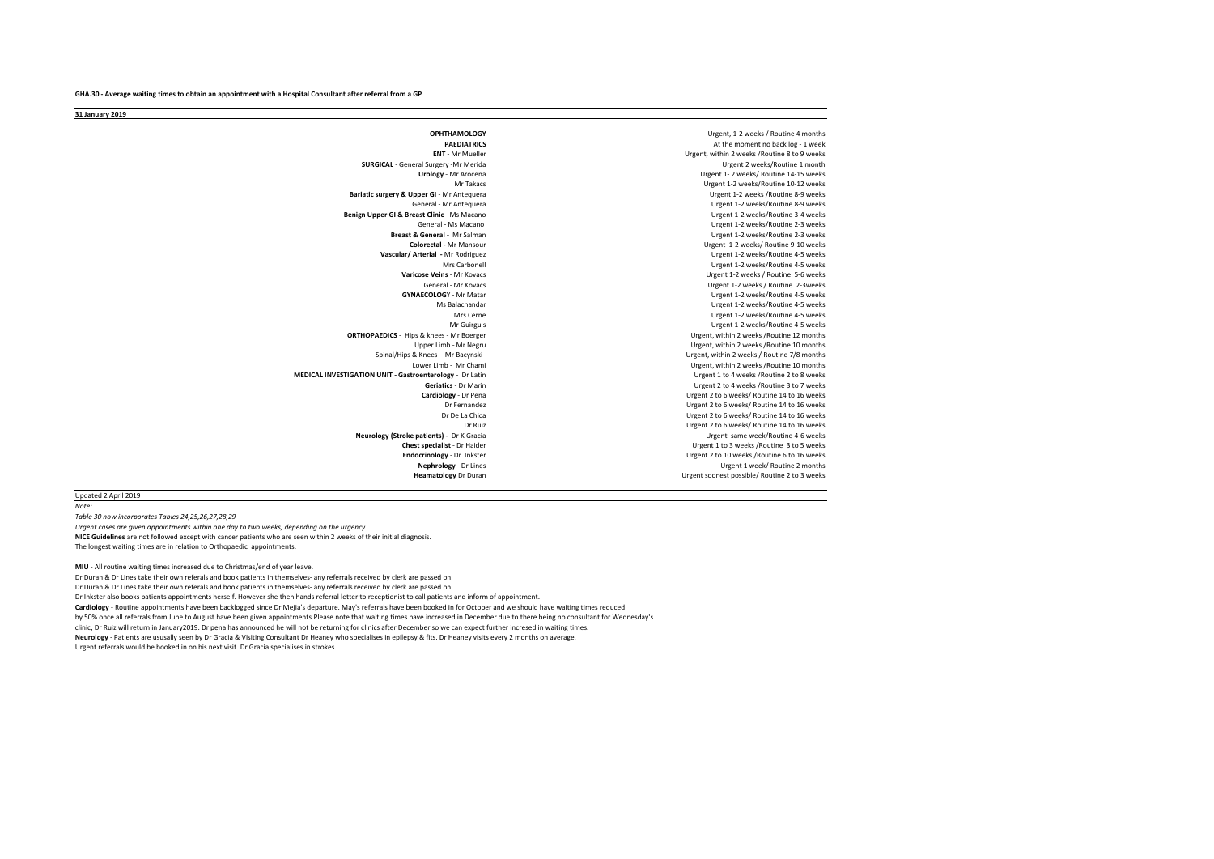**GHA.30 - Average waiting times to obtain an appointment with a Hospital Consultant after referral from a GP**

**31 January 2019**

| | |
|---|---|
| **OPHTHAMOLOGY** | Urgent, 1-2 weeks / Routine 4 months |
| **PAEDIATRICS** | At the moment no back log - 1 week |
| **ENT** - Mr Mueller | Urgent, within 2 weeks /Routine 8 to 9 weeks |
| **SURGICAL** - General Surgery -Mr Merida | Urgent 2 weeks/Routine 1 month |
| **Urology** - Mr Arocena | Urgent 1- 2 weeks/ Routine 14-15 weeks |
| Mr Takacs | Urgent 1-2 weeks/Routine 10-12 weeks |
| **Bariatic surgery & Upper GI** - Mr Antequera | Urgent 1-2 weeks /Routine 8-9 weeks |
| General - Mr Antequera | Urgent 1-2 weeks/Routine 8-9 weeks |
| **Benign Upper GI & Breast Clinic** - Ms Macano | Urgent 1-2 weeks/Routine 3-4 weeks |
| General - Ms Macano | Urgent 1-2 weeks/Routine 2-3 weeks |
| **Breast & General** - Mr Salman | Urgent 1-2 weeks/Routine 2-3 weeks |
| **Colorectal** - Mr Mansour | Urgent 1-2 weeks/ Routine 9-10 weeks |
| **Vascular/ Arterial** - Mr Rodriguez | Urgent 1-2 weeks/Routine 4-5 weeks |
| Mrs Carbonell | Urgent 1-2 weeks/Routine 4-5 weeks |
| **Varicose Veins** - Mr Kovacs | Urgent 1-2 weeks / Routine 5-6 weeks |
| General - Mr Kovacs | Urgent 1-2 weeks / Routine 2-3weeks |
| **GYNAECOLOGY** - Mr Matar | Urgent 1-2 weeks/Routine 4-5 weeks |
| Ms Balachandar | Urgent 1-2 weeks/Routine 4-5 weeks |
| Mrs Cerne | Urgent 1-2 weeks/Routine 4-5 weeks |
| Mr Guirguis | Urgent 1-2 weeks/Routine 4-5 weeks |
| **ORTHOPAEDICS** - Hips & knees - Mr Boerger | Urgent, within 2 weeks /Routine 12 months |
| Upper Limb - Mr Negru | Urgent, within 2 weeks /Routine 10 months |
| Spinal/Hips & Knees - Mr Bacynski | Urgent, within 2 weeks / Routine 7/8 months |
| Lower Limb - Mr Chami | Urgent, within 2 weeks /Routine 10 months |
| **MEDICAL INVESTIGATION UNIT - Gastroenterology** - Dr Latin | Urgent 1 to 4 weeks /Routine 2 to 8 weeks |
| **Geriatics** - Dr Marin | Urgent 2 to 4 weeks /Routine 3 to 7 weeks |
| **Cardiology** - Dr Pena | Urgent 2 to 6 weeks/ Routine 14 to 16 weeks |
| Dr Fernandez | Urgent 2 to 6 weeks/ Routine 14 to 16 weeks |
| Dr De La Chica | Urgent 2 to 6 weeks/ Routine 14 to 16 weeks |
| Dr Ruiz | Urgent 2 to 6 weeks/ Routine 14 to 16 weeks |
| **Neurology (Stroke patients)** - Dr K Gracia | Urgent same week/Routine 4-6 weeks |
| **Chest specialist** - Dr Haider | Urgent 1 to 3 weeks /Routine 3 to 5 weeks |
| **Endocrinology** - Dr Inkster | Urgent 2 to 10 weeks /Routine 6 to 16 weeks |
| **Nephrology** - Dr Lines | Urgent 1 week/ Routine 2 months |
| **Heamatology** Dr Duran | Urgent soonest possible/ Routine 2 to 3 weeks |

Updated 2 April 2019

*Note:*

*Table 30 now incorporates Tables 24,25,26,27,28,29*

*Urgent cases are given appointments within one day to two weeks, depending on the urgency*

**NICE Guidelines** are not followed except with cancer patients who are seen within 2 weeks of their initial diagnosis.

The longest waiting times are in relation to Orthopaedic appointments.

**MIU** - All routine waiting times increased due to Christmas/end of year leave.

Dr Duran & Dr Lines take their own referals and book patients in themselves- any referrals received by clerk are passed on.

Dr Duran & Dr Lines take their own referals and book patients in themselves- any referrals received by clerk are passed on.

Dr Inkster also books patients appointments herself. However she then hands referral letter to receptionist to call patients and inform of appointment.

**Cardiology** - Routine appointments have been backlogged since Dr Mejia's departure. May's referrals have been booked in for October and we should have waiting times reduced by 50% once all referrals from June to August have been given appointments.Please note that waiting times have increased in December due to there being no consultant for Wednesday's clinic, Dr Ruiz will return in January2019. Dr pena has announced he will not be returning for clinics after December so we can expect further incresed in waiting times.

**Neurology** - Patients are ususally seen by Dr Gracia & Visiting Consultant Dr Heaney who specialises in epilepsy & fits. Dr Heaney visits every 2 months on average.

Urgent referrals would be booked in on his next visit. Dr Gracia specialises in strokes.